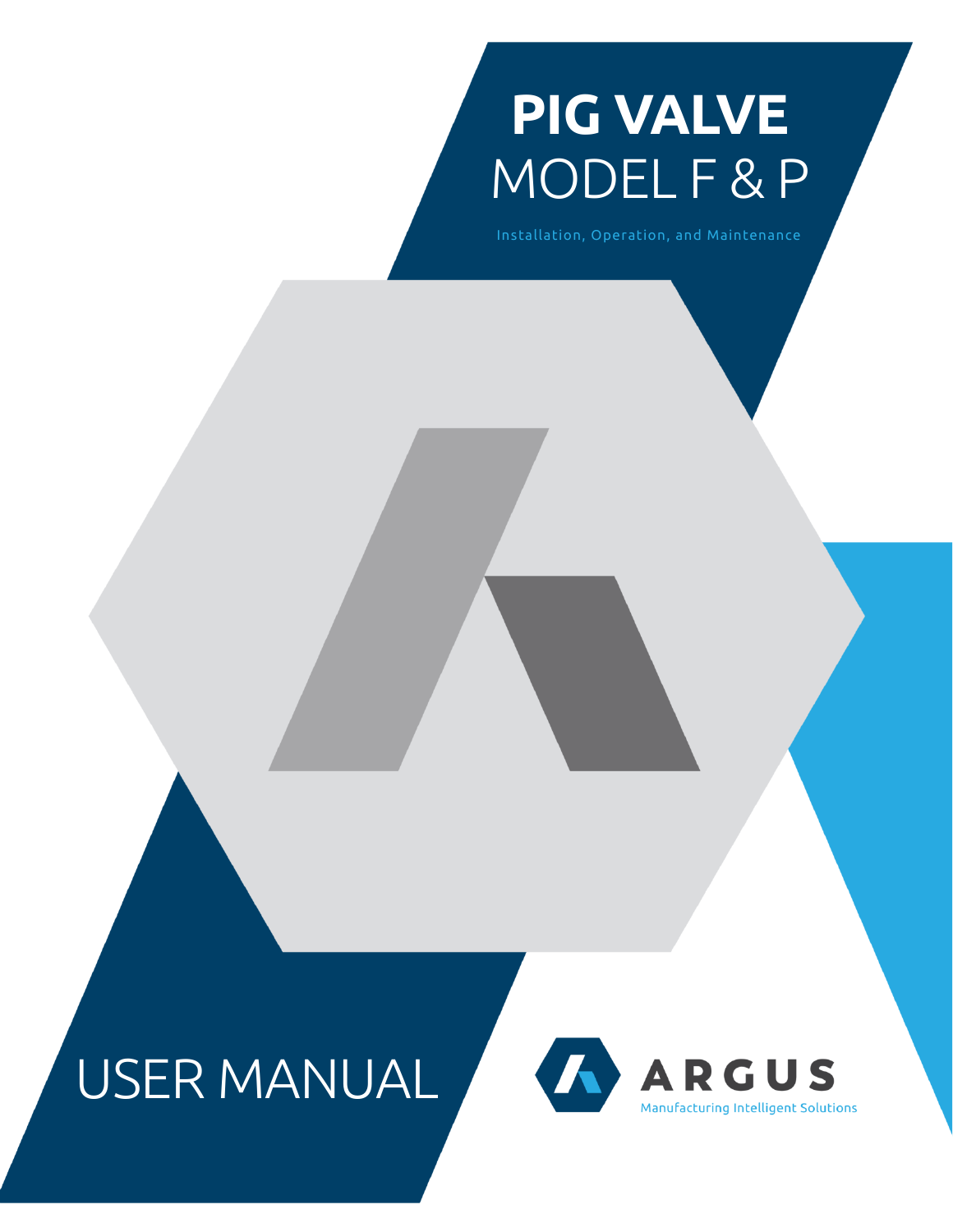# PIG VALVE

## MODEL F & P

Installation, Operation, and Maintenance

USER MANUAL

ARGUS

Manufacturing Intelligent Solutions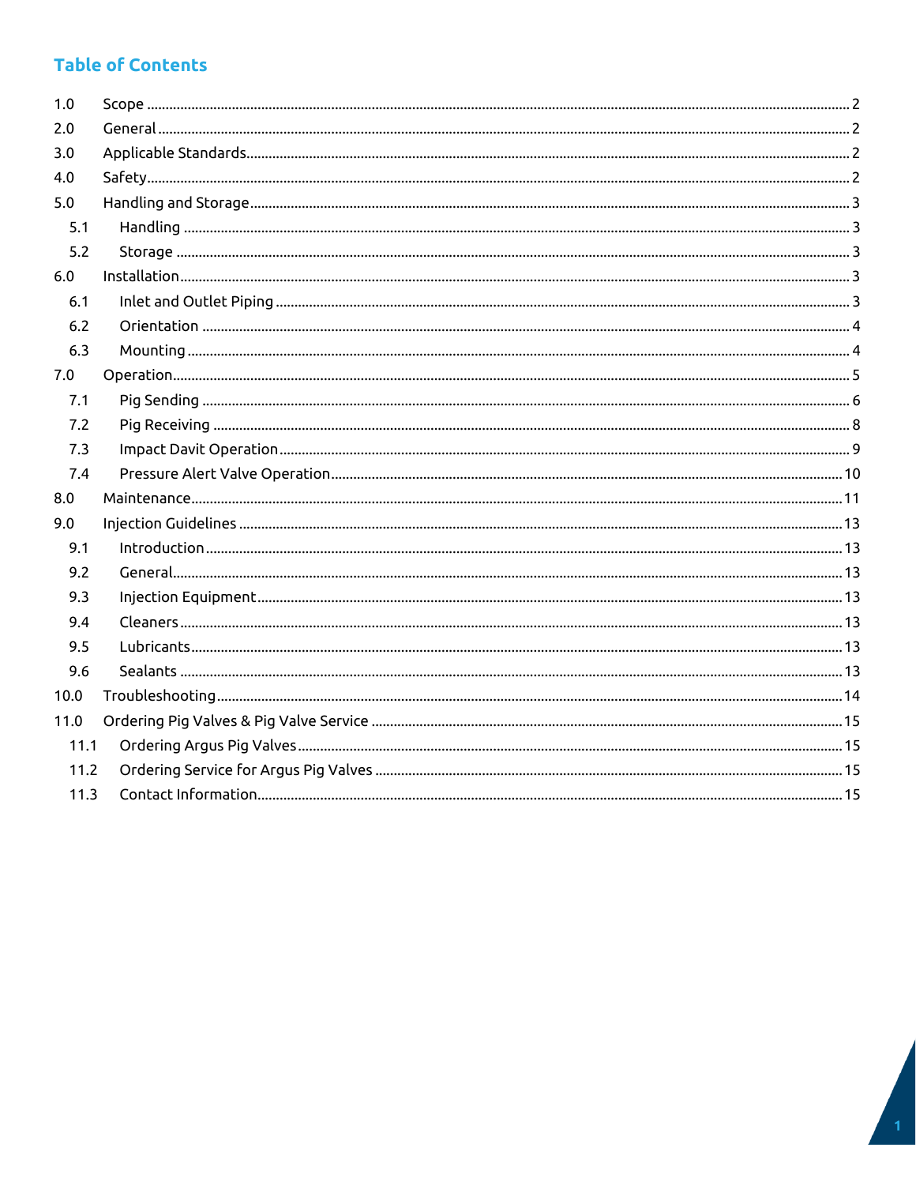# Table of Contents

| | | |
|---|---|---|
| 1.0 | Scope | 2 |
| 2.0 | General | 2 |
| 3.0 | Applicable Standards | 2 |
| 4.0 | Safety | 2 |
| 5.0 | Handling and Storage | 3 |
| 5.1 | Handling | 3 |
| 5.2 | Storage | 3 |
| 6.0 | Installation | 3 |
| 6.1 | Inlet and Outlet Piping | 3 |
| 6.2 | Orientation | 4 |
| 6.3 | Mounting | 4 |
| 7.0 | Operation | 5 |
| 7.1 | Pig Sending | 6 |
| 7.2 | Pig Receiving | 8 |
| 7.3 | Impact Davit Operation | 9 |
| 7.4 | Pressure Alert Valve Operation | 10 |
| 8.0 | Maintenance | 11 |
| 9.0 | Injection Guidelines | 13 |
| 9.1 | Introduction | 13 |
| 9.2 | General | 13 |
| 9.3 | Injection Equipment | 13 |
| 9.4 | Cleaners | 13 |
| 9.5 | Lubricants | 13 |
| 9.6 | Sealants | 13 |
| 10.0 | Troubleshooting | 14 |
| 11.0 | Ordering Pig Valves & Pig Valve Service | 15 |
| 11.1 | Ordering Argus Pig Valves | 15 |
| 11.2 | Ordering Service for Argus Pig Valves | 15 |
| 11.3 | Contact Information | 15 |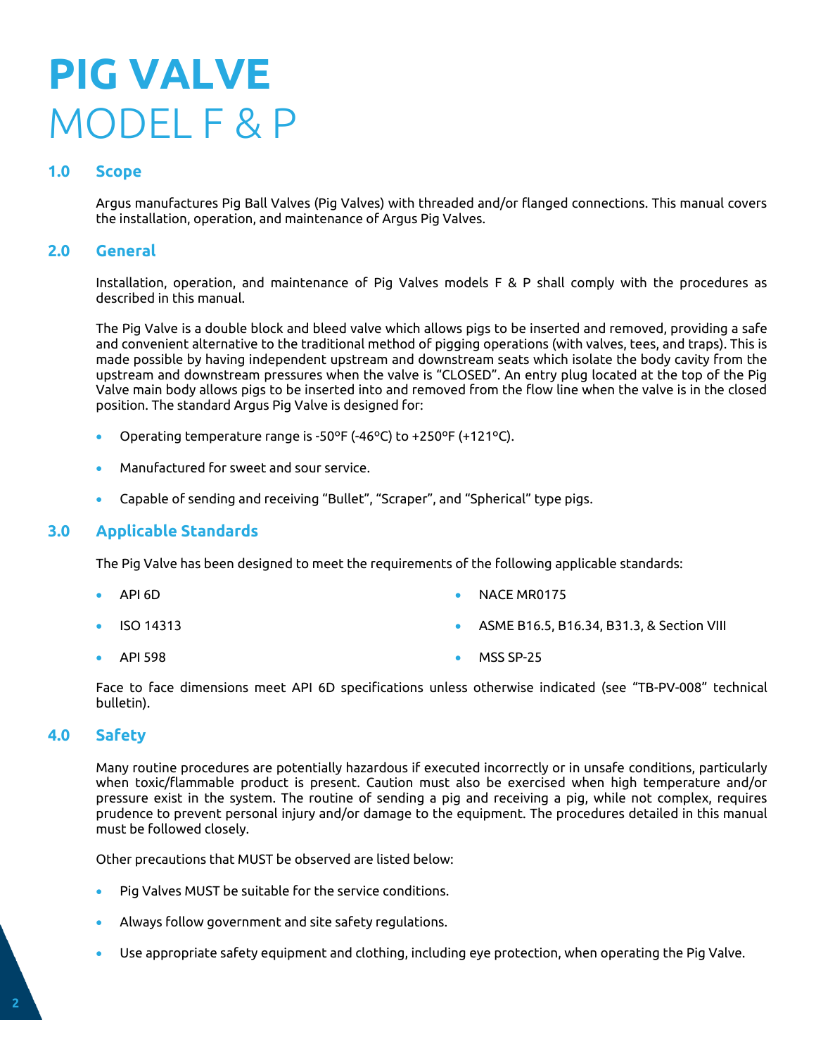# PIG VALVE
# MODEL F & P

## 1.0 Scope

Argus manufactures Pig Ball Valves (Pig Valves) with threaded and/or flanged connections. This manual covers the installation, operation, and maintenance of Argus Pig Valves.

## 2.0 General

Installation, operation, and maintenance of Pig Valves models F & P shall comply with the procedures as described in this manual.

The Pig Valve is a double block and bleed valve which allows pigs to be inserted and removed, providing a safe and convenient alternative to the traditional method of pigging operations (with valves, tees, and traps). This is made possible by having independent upstream and downstream seats which isolate the body cavity from the upstream and downstream pressures when the valve is "CLOSED". An entry plug located at the top of the Pig Valve main body allows pigs to be inserted into and removed from the flow line when the valve is in the closed position. The standard Argus Pig Valve is designed for:

- Operating temperature range is -50°F (-46°C) to +250°F (+121°C).
- Manufactured for sweet and sour service.
- Capable of sending and receiving "Bullet", "Scraper", and "Spherical" type pigs.

## 3.0 Applicable Standards

The Pig Valve has been designed to meet the requirements of the following applicable standards:

- API 6D
- ISO 14313
- API 598
- NACE MR0175
- ASME B16.5, B16.34, B31.3, & Section VIII
- MSS SP-25

Face to face dimensions meet API 6D specifications unless otherwise indicated (see "TB-PV-008" technical bulletin).

## 4.0 Safety

Many routine procedures are potentially hazardous if executed incorrectly or in unsafe conditions, particularly when toxic/flammable product is present. Caution must also be exercised when high temperature and/or pressure exist in the system. The routine of sending a pig and receiving a pig, while not complex, requires prudence to prevent personal injury and/or damage to the equipment. The procedures detailed in this manual must be followed closely.

Other precautions that MUST be observed are listed below:

- Pig Valves MUST be suitable for the service conditions.
- Always follow government and site safety regulations.
- Use appropriate safety equipment and clothing, including eye protection, when operating the Pig Valve.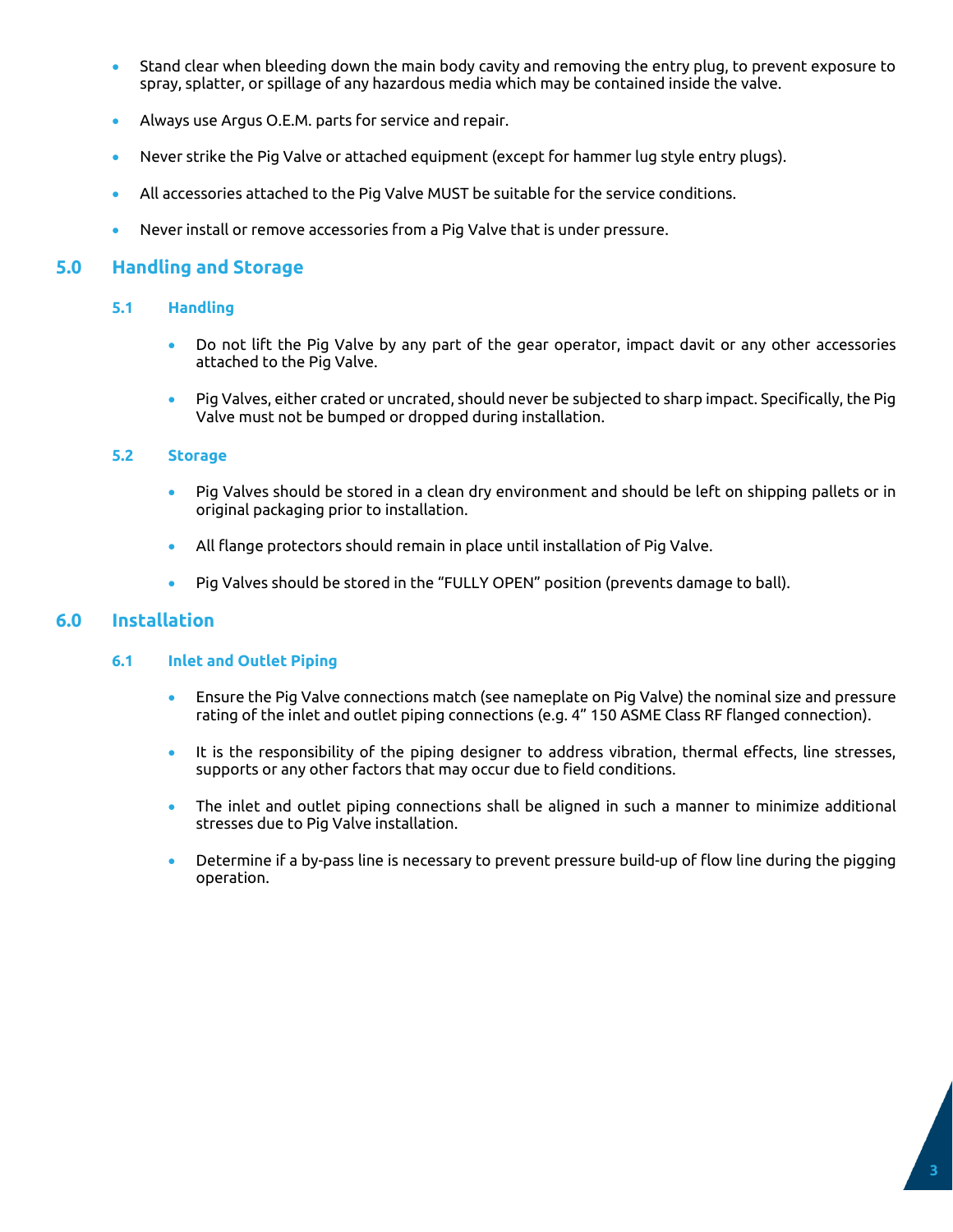- Stand clear when bleeding down the main body cavity and removing the entry plug, to prevent exposure to spray, splatter, or spillage of any hazardous media which may be contained inside the valve.
- Always use Argus O.E.M. parts for service and repair.
- Never strike the Pig Valve or attached equipment (except for hammer lug style entry plugs).
- All accessories attached to the Pig Valve MUST be suitable for the service conditions.
- Never install or remove accessories from a Pig Valve that is under pressure.

## 5.0 Handling and Storage

### 5.1 Handling

- Do not lift the Pig Valve by any part of the gear operator, impact davit or any other accessories attached to the Pig Valve.
- Pig Valves, either crated or uncrated, should never be subjected to sharp impact. Specifically, the Pig Valve must not be bumped or dropped during installation.

### 5.2 Storage

- Pig Valves should be stored in a clean dry environment and should be left on shipping pallets or in original packaging prior to installation.
- All flange protectors should remain in place until installation of Pig Valve.
- Pig Valves should be stored in the “FULLY OPEN” position (prevents damage to ball).

## 6.0 Installation

### 6.1 Inlet and Outlet Piping

- Ensure the Pig Valve connections match (see nameplate on Pig Valve) the nominal size and pressure rating of the inlet and outlet piping connections (e.g. 4” 150 ASME Class RF flanged connection).
- It is the responsibility of the piping designer to address vibration, thermal effects, line stresses, supports or any other factors that may occur due to field conditions.
- The inlet and outlet piping connections shall be aligned in such a manner to minimize additional stresses due to Pig Valve installation.
- Determine if a by-pass line is necessary to prevent pressure build-up of flow line during the pigging operation.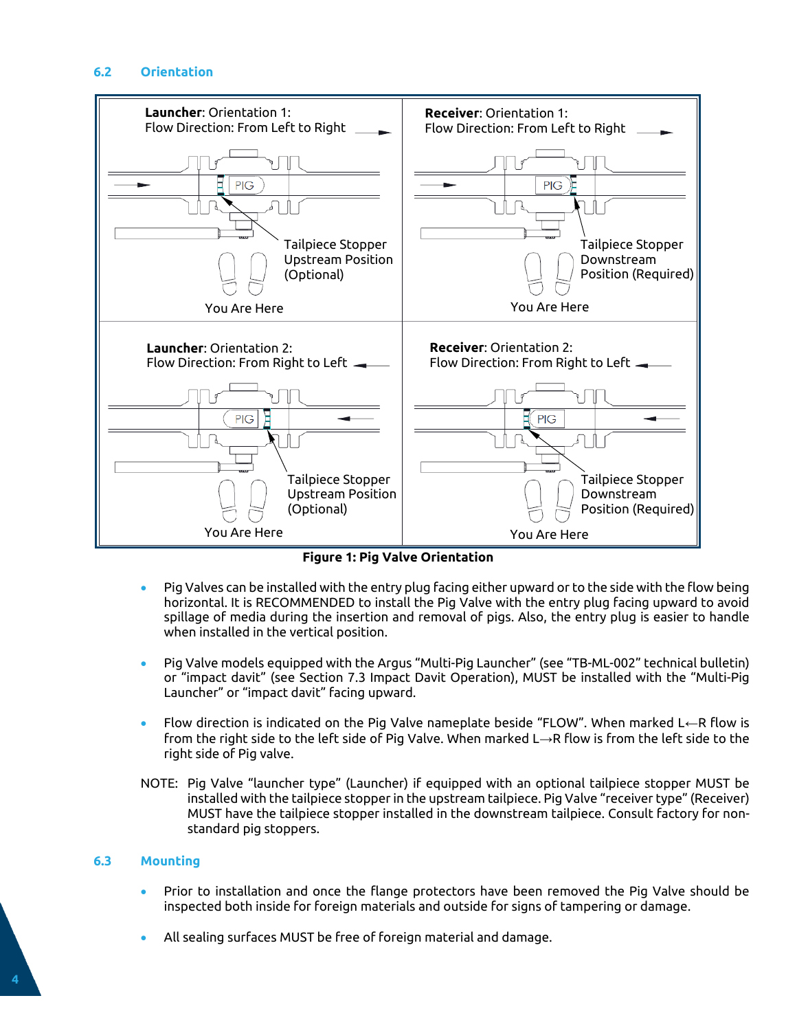## 6.2 Orientation

**Launcher**: Orientation 1:
Flow Direction: From Left to Right

Tailpiece Stopper Upstream Position (Optional)

You Are Here

**Receiver**: Orientation 1:
Flow Direction: From Left to Right

Tailpiece Stopper Downstream Position (Required)

You Are Here

**Launcher**: Orientation 2:
Flow Direction: From Right to Left

Tailpiece Stopper Upstream Position (Optional)

You Are Here

**Receiver**: Orientation 2:
Flow Direction: From Right to Left

Tailpiece Stopper Downstream Position (Required)

You Are Here

**Figure 1: Pig Valve Orientation**

- Pig Valves can be installed with the entry plug facing either upward or to the side with the flow being horizontal. It is RECOMMENDED to install the Pig Valve with the entry plug facing upward to avoid spillage of media during the insertion and removal of pigs. Also, the entry plug is easier to handle when installed in the vertical position.
- Pig Valve models equipped with the Argus "Multi-Pig Launcher" (see "TB-ML-002" technical bulletin) or "impact davit" (see Section 7.3 Impact Davit Operation), MUST be installed with the "Multi-Pig Launcher" or "impact davit" facing upward.
- Flow direction is indicated on the Pig Valve nameplate beside "FLOW". When marked L←R flow is from the right side to the left side of Pig Valve. When marked L→R flow is from the left side to the right side of Pig valve.

NOTE: Pig Valve "launcher type" (Launcher) if equipped with an optional tailpiece stopper MUST be installed with the tailpiece stopper in the upstream tailpiece. Pig Valve "receiver type" (Receiver) MUST have the tailpiece stopper installed in the downstream tailpiece. Consult factory for non-standard pig stoppers.

## 6.3 Mounting

- Prior to installation and once the flange protectors have been removed the Pig Valve should be inspected both inside for foreign materials and outside for signs of tampering or damage.
- All sealing surfaces MUST be free of foreign material and damage.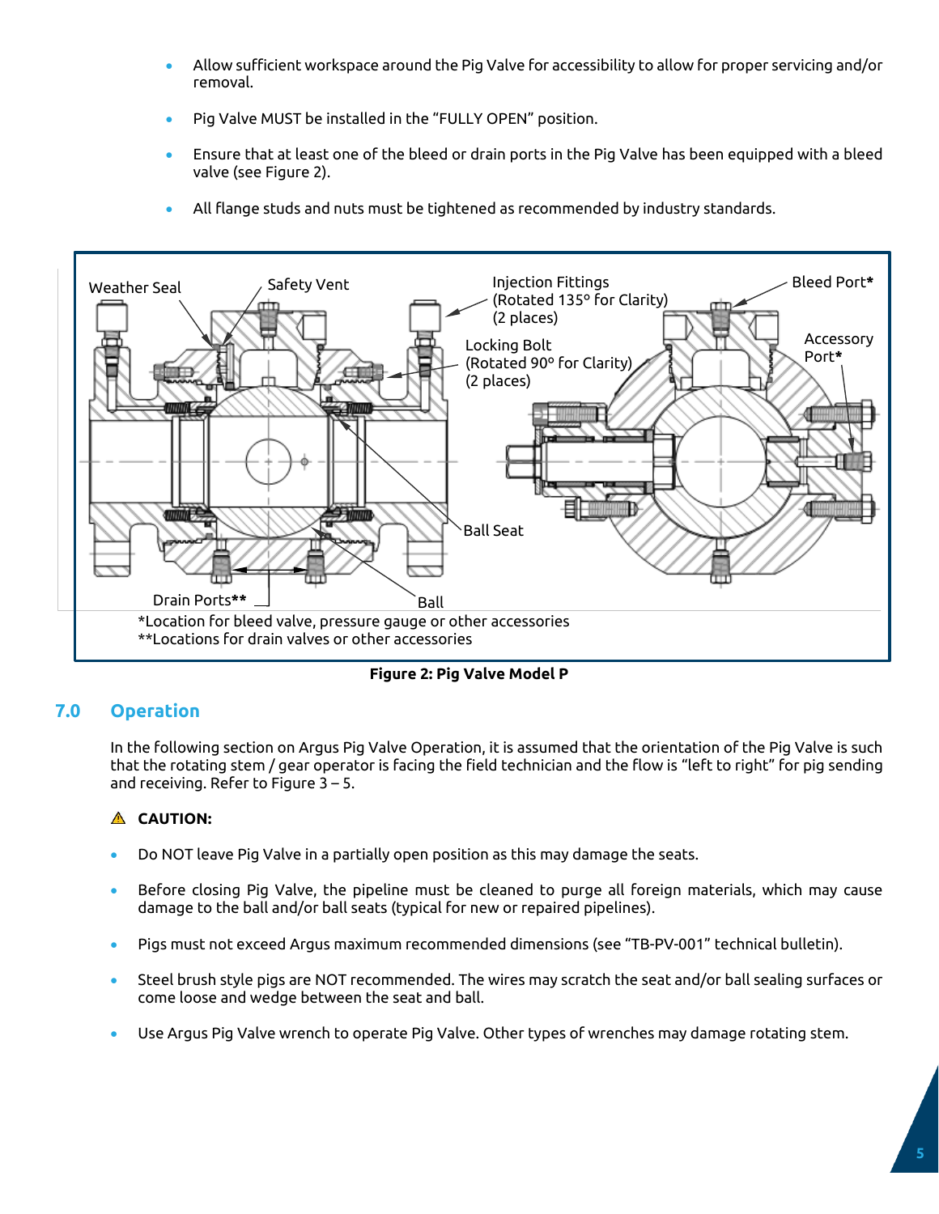- Allow sufficient workspace around the Pig Valve for accessibility to allow for proper servicing and/or removal.
- Pig Valve MUST be installed in the "FULLY OPEN" position.
- Ensure that at least one of the bleed or drain ports in the Pig Valve has been equipped with a bleed valve (see Figure 2).
- All flange studs and nuts must be tightened as recommended by industry standards.

Weather Seal

Safety Vent

Injection Fittings (Rotated 135° for Clarity) (2 places)

Bleed Port*

Locking Bolt (Rotated 90° for Clarity) (2 places)

Accessory Port*

Ball Seat

Drain Ports**

Ball

*Location for bleed valve, pressure gauge or other accessories
**Locations for drain valves or other accessories

**Figure 2: Pig Valve Model P**

## 7.0 Operation

In the following section on Argus Pig Valve Operation, it is assumed that the orientation of the Pig Valve is such that the rotating stem / gear operator is facing the field technician and the flow is "left to right" for pig sending and receiving. Refer to Figure 3 – 5.

⚠ **CAUTION:**

- Do NOT leave Pig Valve in a partially open position as this may damage the seats.
- Before closing Pig Valve, the pipeline must be cleaned to purge all foreign materials, which may cause damage to the ball and/or ball seats (typical for new or repaired pipelines).
- Pigs must not exceed Argus maximum recommended dimensions (see "TB-PV-001" technical bulletin).
- Steel brush style pigs are NOT recommended. The wires may scratch the seat and/or ball sealing surfaces or come loose and wedge between the seat and ball.
- Use Argus Pig Valve wrench to operate Pig Valve. Other types of wrenches may damage rotating stem.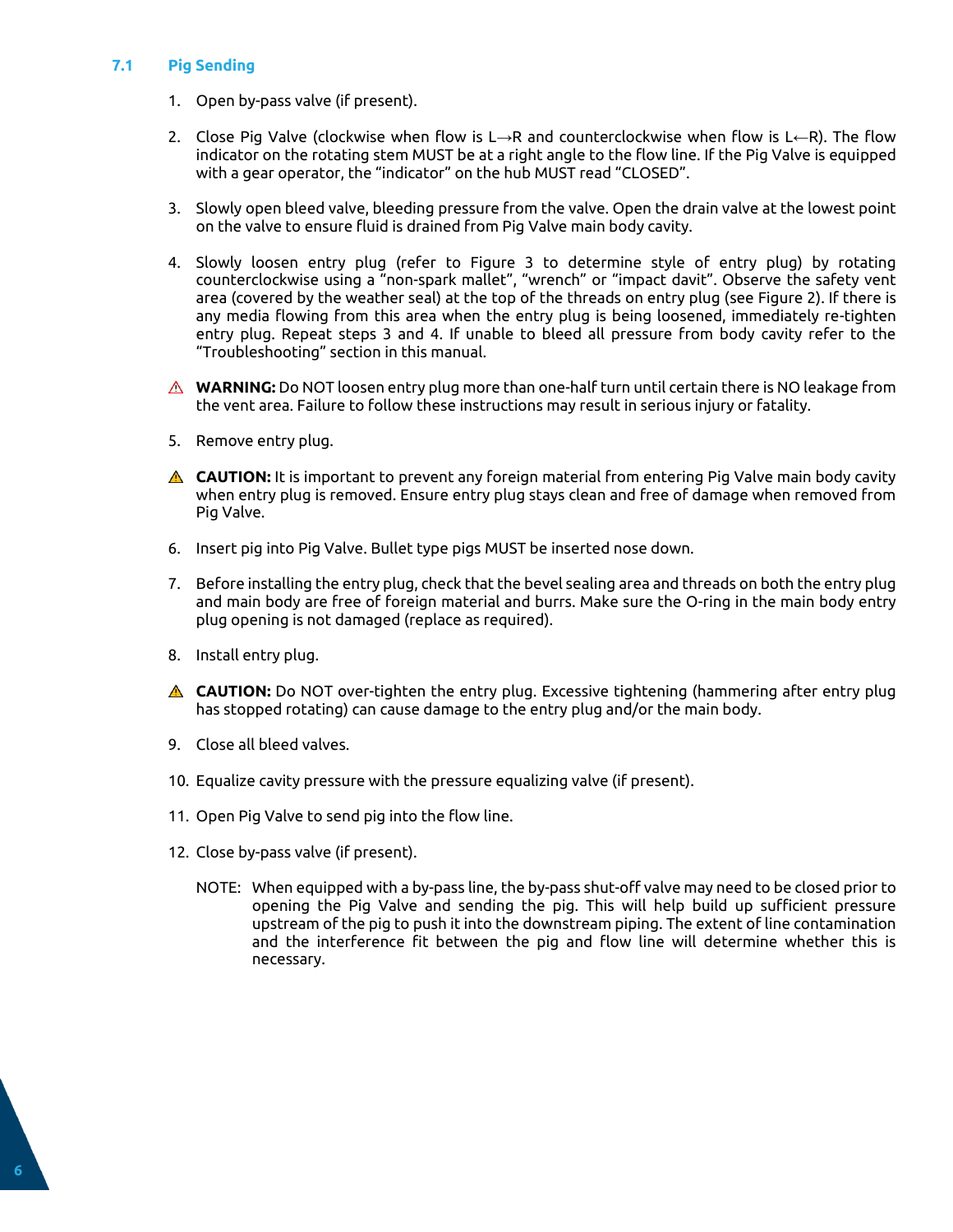## 7.1 Pig Sending

1. Open by-pass valve (if present).

2. Close Pig Valve (clockwise when flow is L→R and counterclockwise when flow is L←R). The flow indicator on the rotating stem MUST be at a right angle to the flow line. If the Pig Valve is equipped with a gear operator, the "indicator" on the hub MUST read "CLOSED".

3. Slowly open bleed valve, bleeding pressure from the valve. Open the drain valve at the lowest point on the valve to ensure fluid is drained from Pig Valve main body cavity.

4. Slowly loosen entry plug (refer to Figure 3 to determine style of entry plug) by rotating counterclockwise using a "non-spark mallet", "wrench" or "impact davit". Observe the safety vent area (covered by the weather seal) at the top of the threads on entry plug (see Figure 2). If there is any media flowing from this area when the entry plug is being loosened, immediately re-tighten entry plug. Repeat steps 3 and 4. If unable to bleed all pressure from body cavity refer to the "Troubleshooting" section in this manual.

⚠ **WARNING:** Do NOT loosen entry plug more than one-half turn until certain there is NO leakage from the vent area. Failure to follow these instructions may result in serious injury or fatality.

5. Remove entry plug.

⚠ **CAUTION:** It is important to prevent any foreign material from entering Pig Valve main body cavity when entry plug is removed. Ensure entry plug stays clean and free of damage when removed from Pig Valve.

6. Insert pig into Pig Valve. Bullet type pigs MUST be inserted nose down.

7. Before installing the entry plug, check that the bevel sealing area and threads on both the entry plug and main body are free of foreign material and burrs. Make sure the O-ring in the main body entry plug opening is not damaged (replace as required).

8. Install entry plug.

⚠ **CAUTION:** Do NOT over-tighten the entry plug. Excessive tightening (hammering after entry plug has stopped rotating) can cause damage to the entry plug and/or the main body.

9. Close all bleed valves.

10. Equalize cavity pressure with the pressure equalizing valve (if present).

11. Open Pig Valve to send pig into the flow line.

12. Close by-pass valve (if present).

    NOTE: When equipped with a by-pass line, the by-pass shut-off valve may need to be closed prior to opening the Pig Valve and sending the pig. This will help build up sufficient pressure upstream of the pig to push it into the downstream piping. The extent of line contamination and the interference fit between the pig and flow line will determine whether this is necessary.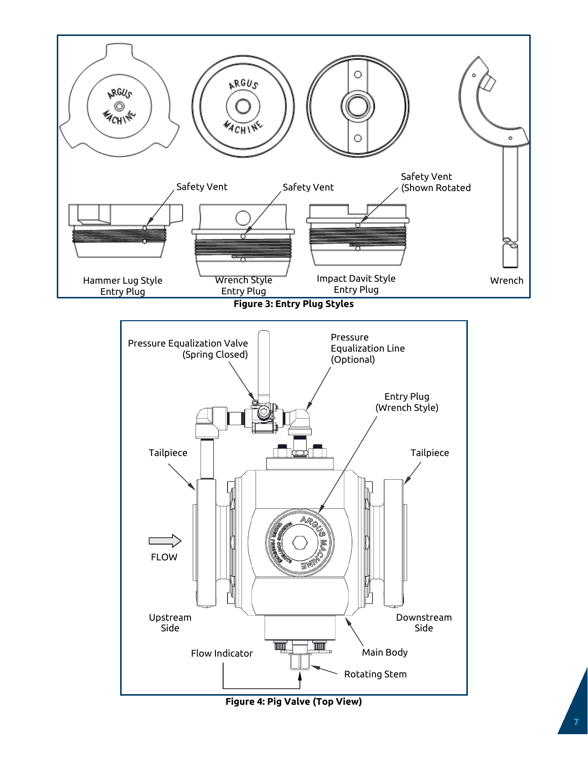Safety Vent

Safety Vent

Safety Vent (Shown Rotated

Hammer Lug Style Entry Plug

Wrench Style Entry Plug

Impact Davit Style Entry Plug

Wrench

**Figure 3: Entry Plug Styles**

Pressure Equalization Valve (Spring Closed)

Pressure Equalization Line (Optional)

Entry Plug (Wrench Style)

Tailpiece

Tailpiece

FLOW

Upstream Side

Downstream Side

Flow Indicator

Main Body

Rotating Stem

**Figure 4: Pig Valve (Top View)**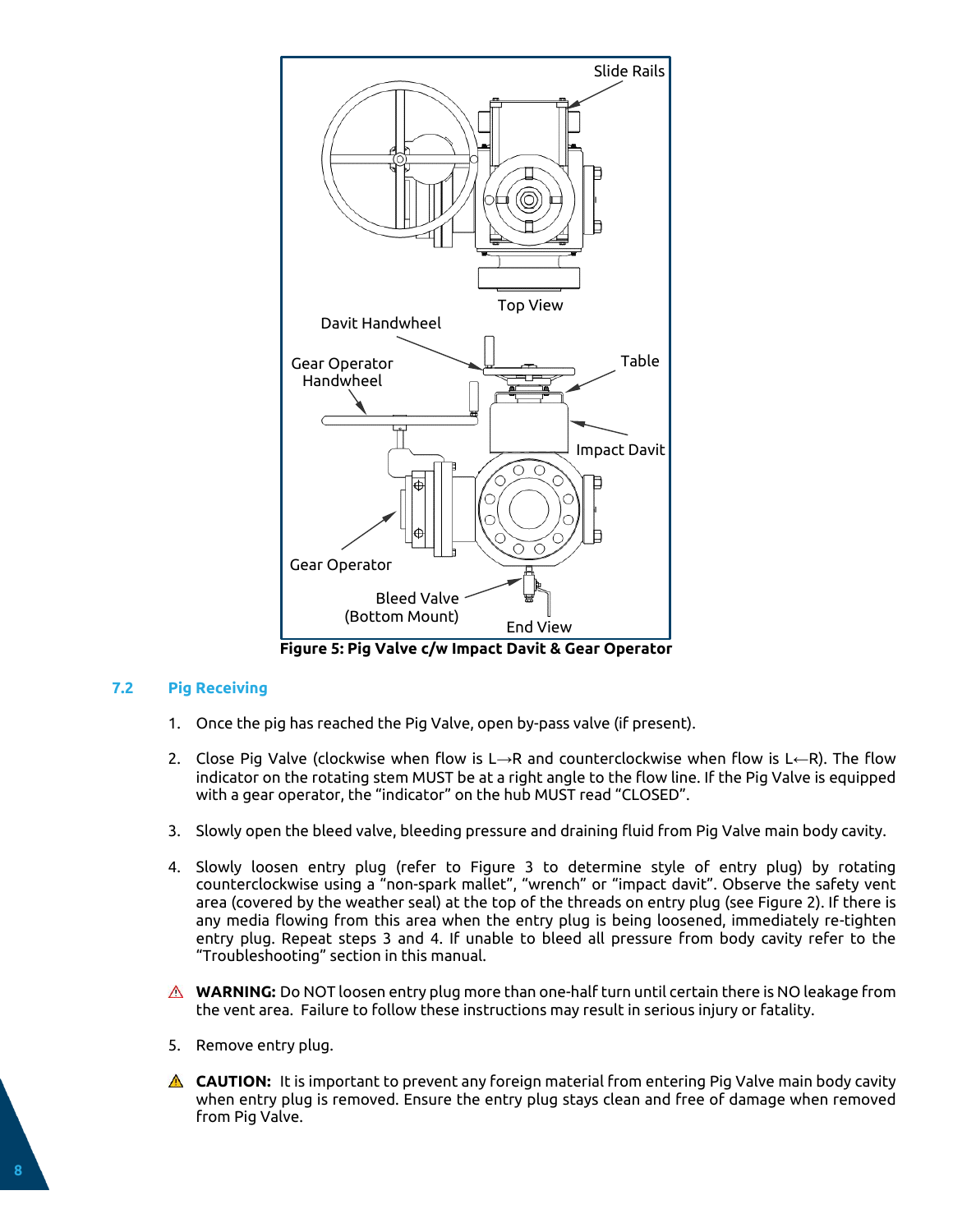Figure 5: Pig Valve c/w Impact Davit & Gear Operator

### 7.2 Pig Receiving

1. Once the pig has reached the Pig Valve, open by-pass valve (if present).
2. Close Pig Valve (clockwise when flow is L→R and counterclockwise when flow is L←R). The flow indicator on the rotating stem MUST be at a right angle to the flow line. If the Pig Valve is equipped with a gear operator, the "indicator" on the hub MUST read "CLOSED".
3. Slowly open the bleed valve, bleeding pressure and draining fluid from Pig Valve main body cavity.
4. Slowly loosen entry plug (refer to Figure 3 to determine style of entry plug) by rotating counterclockwise using a "non-spark mallet", "wrench" or "impact davit". Observe the safety vent area (covered by the weather seal) at the top of the threads on entry plug (see Figure 2). If there is any media flowing from this area when the entry plug is being loosened, immediately re-tighten entry plug. Repeat steps 3 and 4. If unable to bleed all pressure from body cavity refer to the "Troubleshooting" section in this manual.

⚠ **WARNING:** Do NOT loosen entry plug more than one-half turn until certain there is NO leakage from the vent area. Failure to follow these instructions may result in serious injury or fatality.

5. Remove entry plug.

⚠ **CAUTION:** It is important to prevent any foreign material from entering Pig Valve main body cavity when entry plug is removed. Ensure the entry plug stays clean and free of damage when removed from Pig Valve.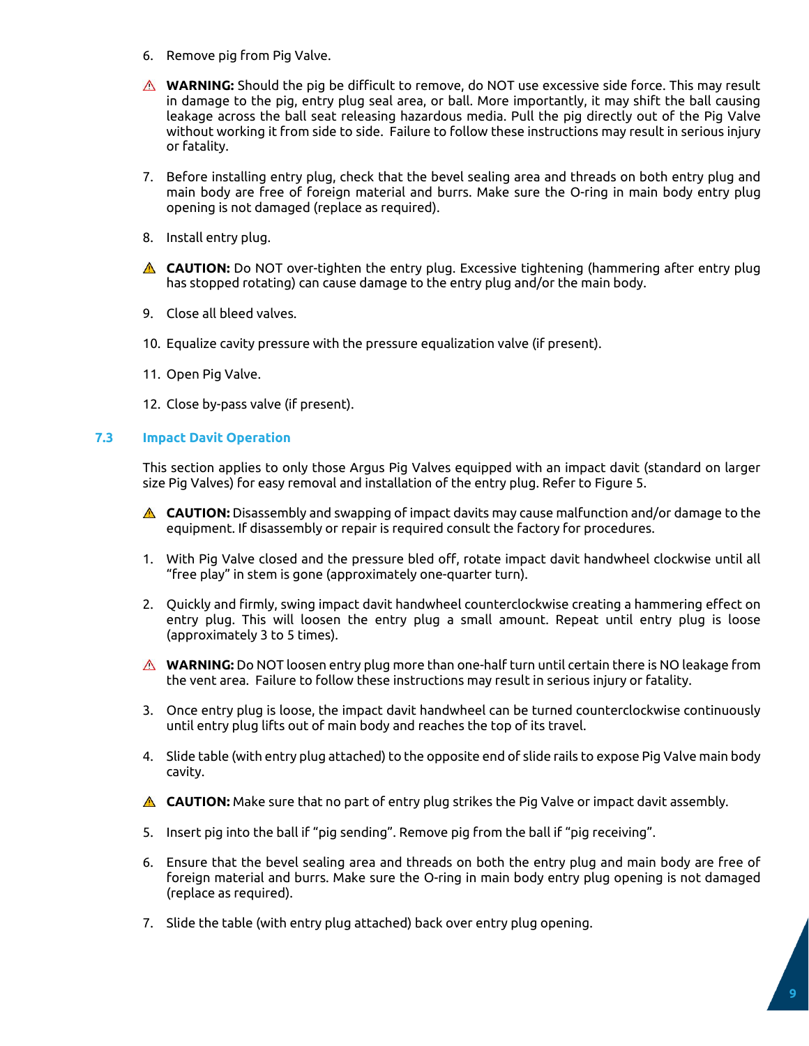6. Remove pig from Pig Valve.

⚠ **WARNING:** Should the pig be difficult to remove, do NOT use excessive side force. This may result in damage to the pig, entry plug seal area, or ball. More importantly, it may shift the ball causing leakage across the ball seat releasing hazardous media. Pull the pig directly out of the Pig Valve without working it from side to side. Failure to follow these instructions may result in serious injury or fatality.

7. Before installing entry plug, check that the bevel sealing area and threads on both entry plug and main body are free of foreign material and burrs. Make sure the O-ring in main body entry plug opening is not damaged (replace as required).

8. Install entry plug.

⚠ **CAUTION:** Do NOT over-tighten the entry plug. Excessive tightening (hammering after entry plug has stopped rotating) can cause damage to the entry plug and/or the main body.

9. Close all bleed valves.

10. Equalize cavity pressure with the pressure equalization valve (if present).

11. Open Pig Valve.

12. Close by-pass valve (if present).

### 7.3 Impact Davit Operation

This section applies to only those Argus Pig Valves equipped with an impact davit (standard on larger size Pig Valves) for easy removal and installation of the entry plug. Refer to Figure 5.

⚠ **CAUTION:** Disassembly and swapping of impact davits may cause malfunction and/or damage to the equipment. If disassembly or repair is required consult the factory for procedures.

1. With Pig Valve closed and the pressure bled off, rotate impact davit handwheel clockwise until all "free play" in stem is gone (approximately one-quarter turn).

2. Quickly and firmly, swing impact davit handwheel counterclockwise creating a hammering effect on entry plug. This will loosen the entry plug a small amount. Repeat until entry plug is loose (approximately 3 to 5 times).

⚠ **WARNING:** Do NOT loosen entry plug more than one-half turn until certain there is NO leakage from the vent area. Failure to follow these instructions may result in serious injury or fatality.

3. Once entry plug is loose, the impact davit handwheel can be turned counterclockwise continuously until entry plug lifts out of main body and reaches the top of its travel.

4. Slide table (with entry plug attached) to the opposite end of slide rails to expose Pig Valve main body cavity.

⚠ **CAUTION:** Make sure that no part of entry plug strikes the Pig Valve or impact davit assembly.

5. Insert pig into the ball if "pig sending". Remove pig from the ball if "pig receiving".

6. Ensure that the bevel sealing area and threads on both the entry plug and main body are free of foreign material and burrs. Make sure the O-ring in main body entry plug opening is not damaged (replace as required).

7. Slide the table (with entry plug attached) back over entry plug opening.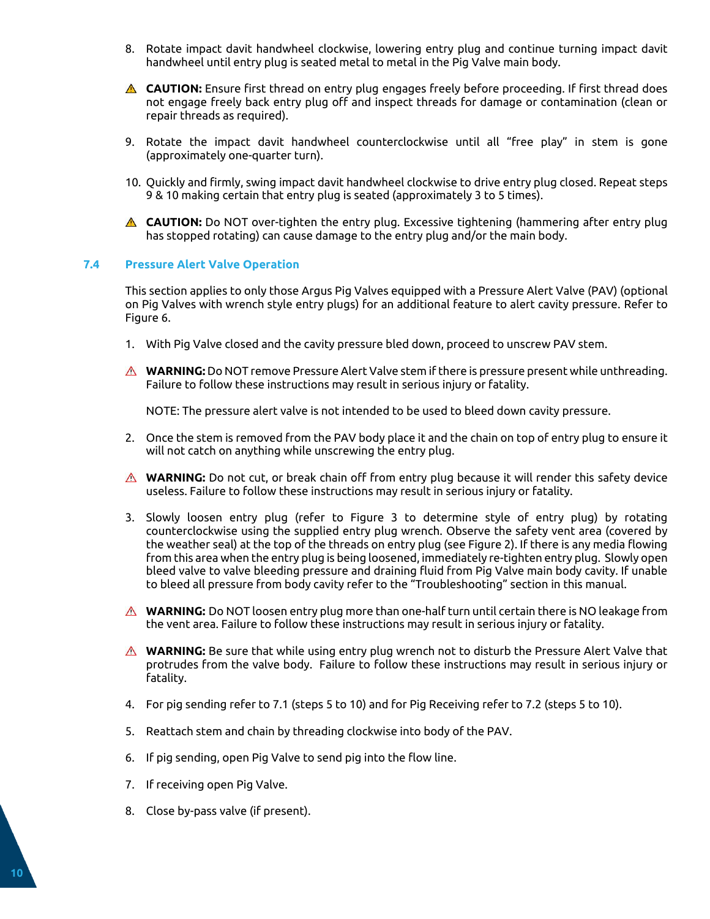8. Rotate impact davit handwheel clockwise, lowering entry plug and continue turning impact davit handwheel until entry plug is seated metal to metal in the Pig Valve main body.

⚠ **CAUTION:** Ensure first thread on entry plug engages freely before proceeding. If first thread does not engage freely back entry plug off and inspect threads for damage or contamination (clean or repair threads as required).

9. Rotate the impact davit handwheel counterclockwise until all "free play" in stem is gone (approximately one-quarter turn).

10. Quickly and firmly, swing impact davit handwheel clockwise to drive entry plug closed. Repeat steps 9 & 10 making certain that entry plug is seated (approximately 3 to 5 times).

⚠ **CAUTION:** Do NOT over-tighten the entry plug. Excessive tightening (hammering after entry plug has stopped rotating) can cause damage to the entry plug and/or the main body.

## 7.4 Pressure Alert Valve Operation

This section applies to only those Argus Pig Valves equipped with a Pressure Alert Valve (PAV) (optional on Pig Valves with wrench style entry plugs) for an additional feature to alert cavity pressure. Refer to Figure 6.

1. With Pig Valve closed and the cavity pressure bled down, proceed to unscrew PAV stem.

⚠ **WARNING:** Do NOT remove Pressure Alert Valve stem if there is pressure present while unthreading. Failure to follow these instructions may result in serious injury or fatality.

NOTE: The pressure alert valve is not intended to be used to bleed down cavity pressure.

2. Once the stem is removed from the PAV body place it and the chain on top of entry plug to ensure it will not catch on anything while unscrewing the entry plug.

⚠ **WARNING:** Do not cut, or break chain off from entry plug because it will render this safety device useless. Failure to follow these instructions may result in serious injury or fatality.

3. Slowly loosen entry plug (refer to Figure 3 to determine style of entry plug) by rotating counterclockwise using the supplied entry plug wrench. Observe the safety vent area (covered by the weather seal) at the top of the threads on entry plug (see Figure 2). If there is any media flowing from this area when the entry plug is being loosened, immediately re-tighten entry plug. Slowly open bleed valve to valve bleeding pressure and draining fluid from Pig Valve main body cavity. If unable to bleed all pressure from body cavity refer to the "Troubleshooting" section in this manual.

⚠ **WARNING:** Do NOT loosen entry plug more than one-half turn until certain there is NO leakage from the vent area. Failure to follow these instructions may result in serious injury or fatality.

⚠ **WARNING:** Be sure that while using entry plug wrench not to disturb the Pressure Alert Valve that protrudes from the valve body. Failure to follow these instructions may result in serious injury or fatality.

4. For pig sending refer to 7.1 (steps 5 to 10) and for Pig Receiving refer to 7.2 (steps 5 to 10).

5. Reattach stem and chain by threading clockwise into body of the PAV.

6. If pig sending, open Pig Valve to send pig into the flow line.

7. If receiving open Pig Valve.

8. Close by-pass valve (if present).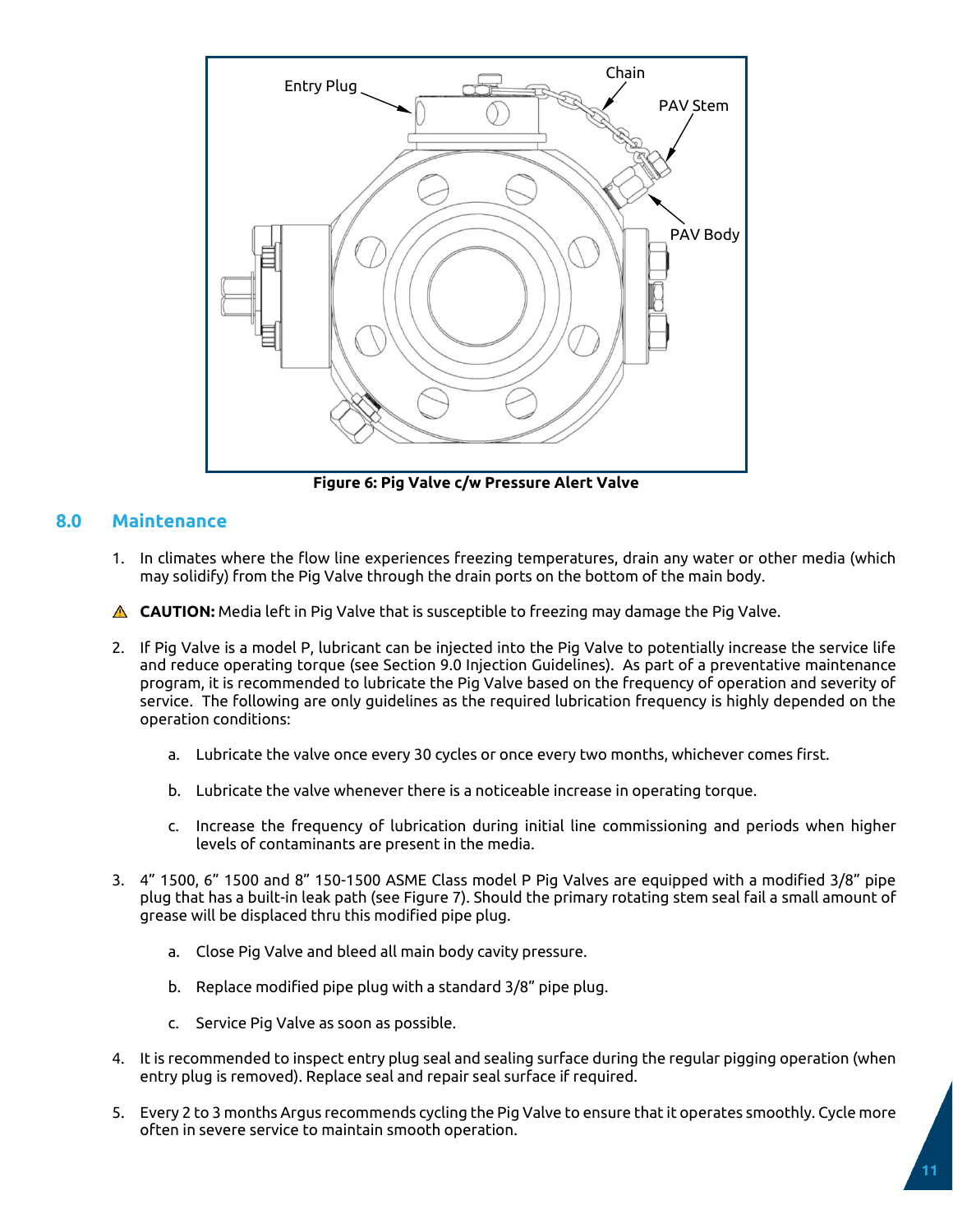Entry Plug

Chain

PAV Stem

PAV Body

**Figure 6: Pig Valve c/w Pressure Alert Valve**

## 8.0 Maintenance

1. In climates where the flow line experiences freezing temperatures, drain any water or other media (which may solidify) from the Pig Valve through the drain ports on the bottom of the main body.

⚠ **CAUTION:** Media left in Pig Valve that is susceptible to freezing may damage the Pig Valve.

2. If Pig Valve is a model P, lubricant can be injected into the Pig Valve to potentially increase the service life and reduce operating torque (see Section 9.0 Injection Guidelines). As part of a preventative maintenance program, it is recommended to lubricate the Pig Valve based on the frequency of operation and severity of service. The following are only guidelines as the required lubrication frequency is highly depended on the operation conditions:

   a. Lubricate the valve once every 30 cycles or once every two months, whichever comes first.

   b. Lubricate the valve whenever there is a noticeable increase in operating torque.

   c. Increase the frequency of lubrication during initial line commissioning and periods when higher levels of contaminants are present in the media.

3. 4” 1500, 6” 1500 and 8” 150-1500 ASME Class model P Pig Valves are equipped with a modified 3/8” pipe plug that has a built-in leak path (see Figure 7). Should the primary rotating stem seal fail a small amount of grease will be displaced thru this modified pipe plug.

   a. Close Pig Valve and bleed all main body cavity pressure.

   b. Replace modified pipe plug with a standard 3/8” pipe plug.

   c. Service Pig Valve as soon as possible.

4. It is recommended to inspect entry plug seal and sealing surface during the regular pigging operation (when entry plug is removed). Replace seal and repair seal surface if required.

5. Every 2 to 3 months Argus recommends cycling the Pig Valve to ensure that it operates smoothly. Cycle more often in severe service to maintain smooth operation.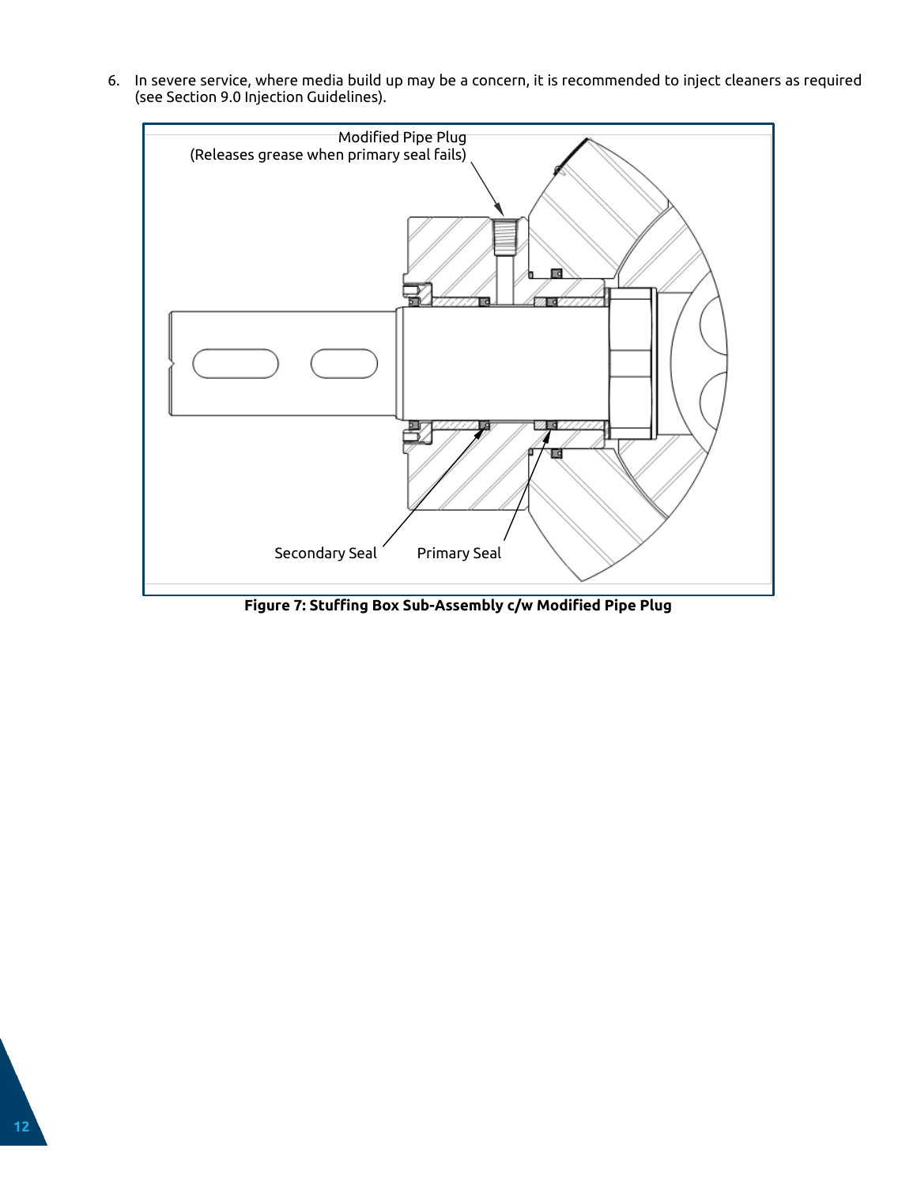6. In severe service, where media build up may be a concern, it is recommended to inject cleaners as required (see Section 9.0 Injection Guidelines).

Modified Pipe Plug (Releases grease when primary seal fails)

Secondary Seal

Primary Seal

**Figure 7: Stuffing Box Sub-Assembly c/w Modified Pipe Plug**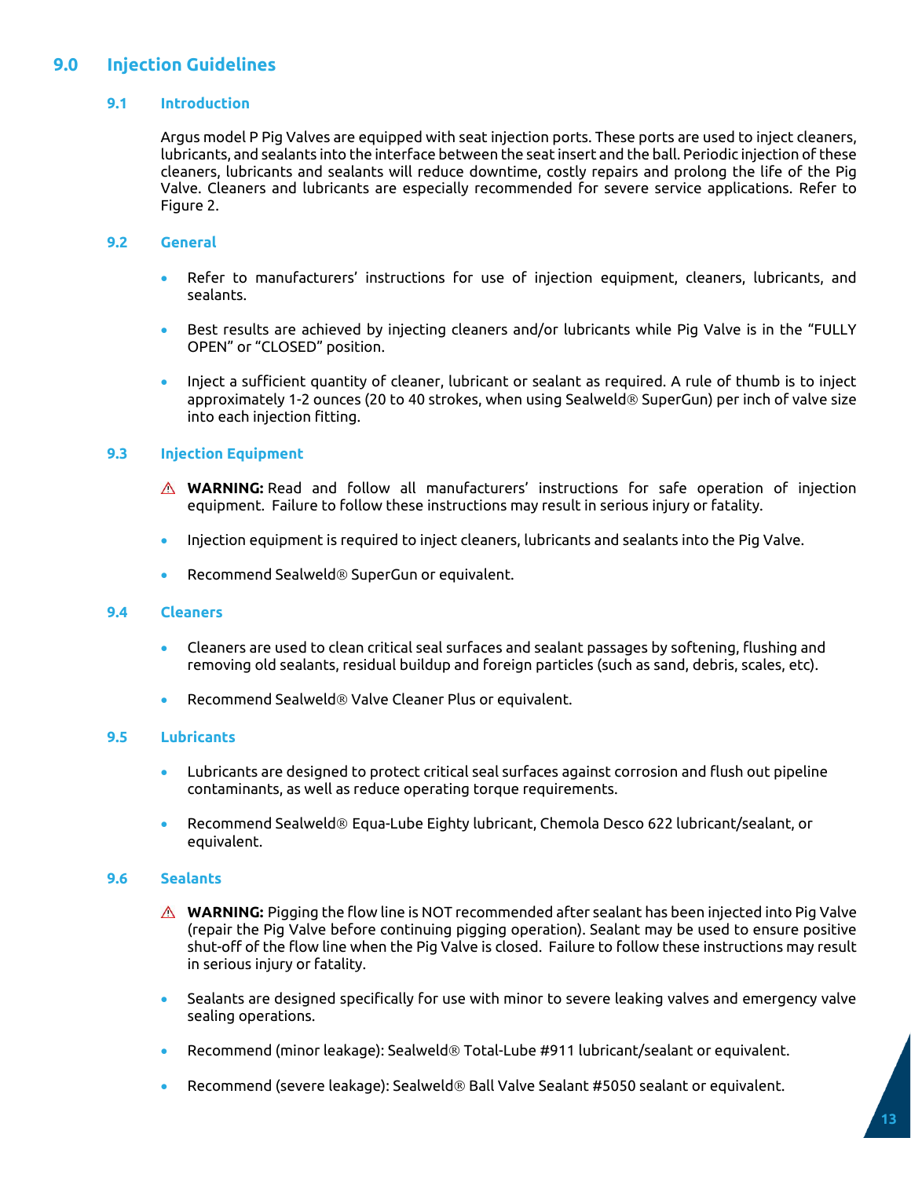## 9.0 Injection Guidelines

### 9.1 Introduction

Argus model P Pig Valves are equipped with seat injection ports. These ports are used to inject cleaners, lubricants, and sealants into the interface between the seat insert and the ball. Periodic injection of these cleaners, lubricants and sealants will reduce downtime, costly repairs and prolong the life of the Pig Valve. Cleaners and lubricants are especially recommended for severe service applications. Refer to Figure 2.

### 9.2 General

- Refer to manufacturers' instructions for use of injection equipment, cleaners, lubricants, and sealants.
- Best results are achieved by injecting cleaners and/or lubricants while Pig Valve is in the "FULLY OPEN" or "CLOSED" position.
- Inject a sufficient quantity of cleaner, lubricant or sealant as required. A rule of thumb is to inject approximately 1-2 ounces (20 to 40 strokes, when using Sealweld® SuperGun) per inch of valve size into each injection fitting.

### 9.3 Injection Equipment

⚠ **WARNING:** Read and follow all manufacturers' instructions for safe operation of injection equipment. Failure to follow these instructions may result in serious injury or fatality.

- Injection equipment is required to inject cleaners, lubricants and sealants into the Pig Valve.
- Recommend Sealweld® SuperGun or equivalent.

### 9.4 Cleaners

- Cleaners are used to clean critical seal surfaces and sealant passages by softening, flushing and removing old sealants, residual buildup and foreign particles (such as sand, debris, scales, etc).
- Recommend Sealweld® Valve Cleaner Plus or equivalent.

### 9.5 Lubricants

- Lubricants are designed to protect critical seal surfaces against corrosion and flush out pipeline contaminants, as well as reduce operating torque requirements.
- Recommend Sealweld® Equa-Lube Eighty lubricant, Chemola Desco 622 lubricant/sealant, or equivalent.

### 9.6 Sealants

⚠ **WARNING:** Pigging the flow line is NOT recommended after sealant has been injected into Pig Valve (repair the Pig Valve before continuing pigging operation). Sealant may be used to ensure positive shut-off of the flow line when the Pig Valve is closed. Failure to follow these instructions may result in serious injury or fatality.

- Sealants are designed specifically for use with minor to severe leaking valves and emergency valve sealing operations.
- Recommend (minor leakage): Sealweld® Total-Lube #911 lubricant/sealant or equivalent.
- Recommend (severe leakage): Sealweld® Ball Valve Sealant #5050 sealant or equivalent.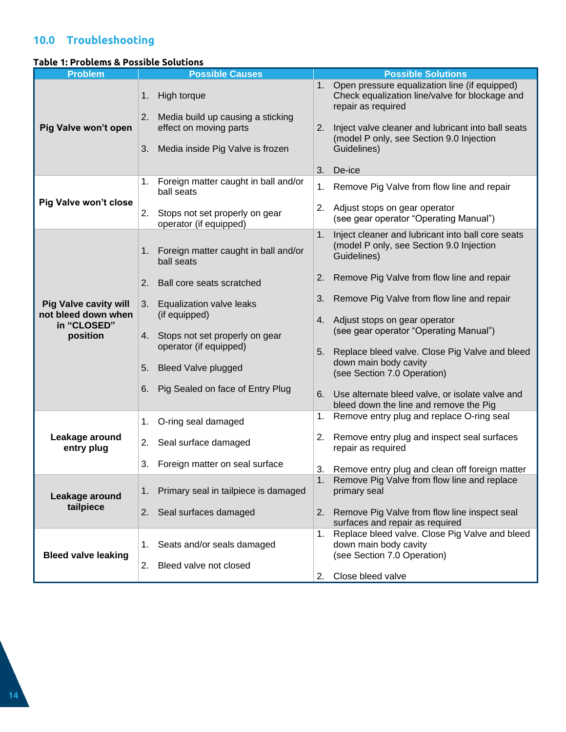## 10.0 Troubleshooting

**Table 1: Problems & Possible Solutions**

| Problem | Possible Causes | Possible Solutions |
|---|---|---|
| **Pig Valve won't open** | 1. High torque<br>2. Media build up causing a sticking effect on moving parts<br>3. Media inside Pig Valve is frozen | 1. Open pressure equalization line (if equipped) Check equalization line/valve for blockage and repair as required<br>2. Inject valve cleaner and lubricant into ball seats (model P only, see Section 9.0 Injection Guidelines)<br>3. De-ice |
| **Pig Valve won't close** | 1. Foreign matter caught in ball and/or ball seats<br>2. Stops not set properly on gear operator (if equipped) | 1. Remove Pig Valve from flow line and repair<br>2. Adjust stops on gear operator (see gear operator "Operating Manual") |
| **Pig Valve cavity will not bleed down when in "CLOSED" position** | 1. Foreign matter caught in ball and/or ball seats<br>2. Ball core seats scratched<br>3. Equalization valve leaks (if equipped)<br>4. Stops not set properly on gear operator (if equipped)<br>5. Bleed Valve plugged<br>6. Pig Sealed on face of Entry Plug | 1. Inject cleaner and lubricant into ball core seats (model P only, see Section 9.0 Injection Guidelines)<br>2. Remove Pig Valve from flow line and repair<br>3. Remove Pig Valve from flow line and repair<br>4. Adjust stops on gear operator (see gear operator "Operating Manual")<br>5. Replace bleed valve. Close Pig Valve and bleed down main body cavity (see Section 7.0 Operation)<br>6. Use alternate bleed valve, or isolate valve and bleed down the line and remove the Pig |
| **Leakage around entry plug** | 1. O-ring seal damaged<br>2. Seal surface damaged<br>3. Foreign matter on seal surface | 1. Remove entry plug and replace O-ring seal<br>2. Remove entry plug and inspect seal surfaces repair as required<br>3. Remove entry plug and clean off foreign matter |
| **Leakage around tailpiece** | 1. Primary seal in tailpiece is damaged<br>2. Seal surfaces damaged | 1. Remove Pig Valve from flow line and replace primary seal<br>2. Remove Pig Valve from flow line inspect seal surfaces and repair as required |
| **Bleed valve leaking** | 1. Seats and/or seals damaged<br>2. Bleed valve not closed | 1. Replace bleed valve. Close Pig Valve and bleed down main body cavity (see Section 7.0 Operation)<br>2. Close bleed valve |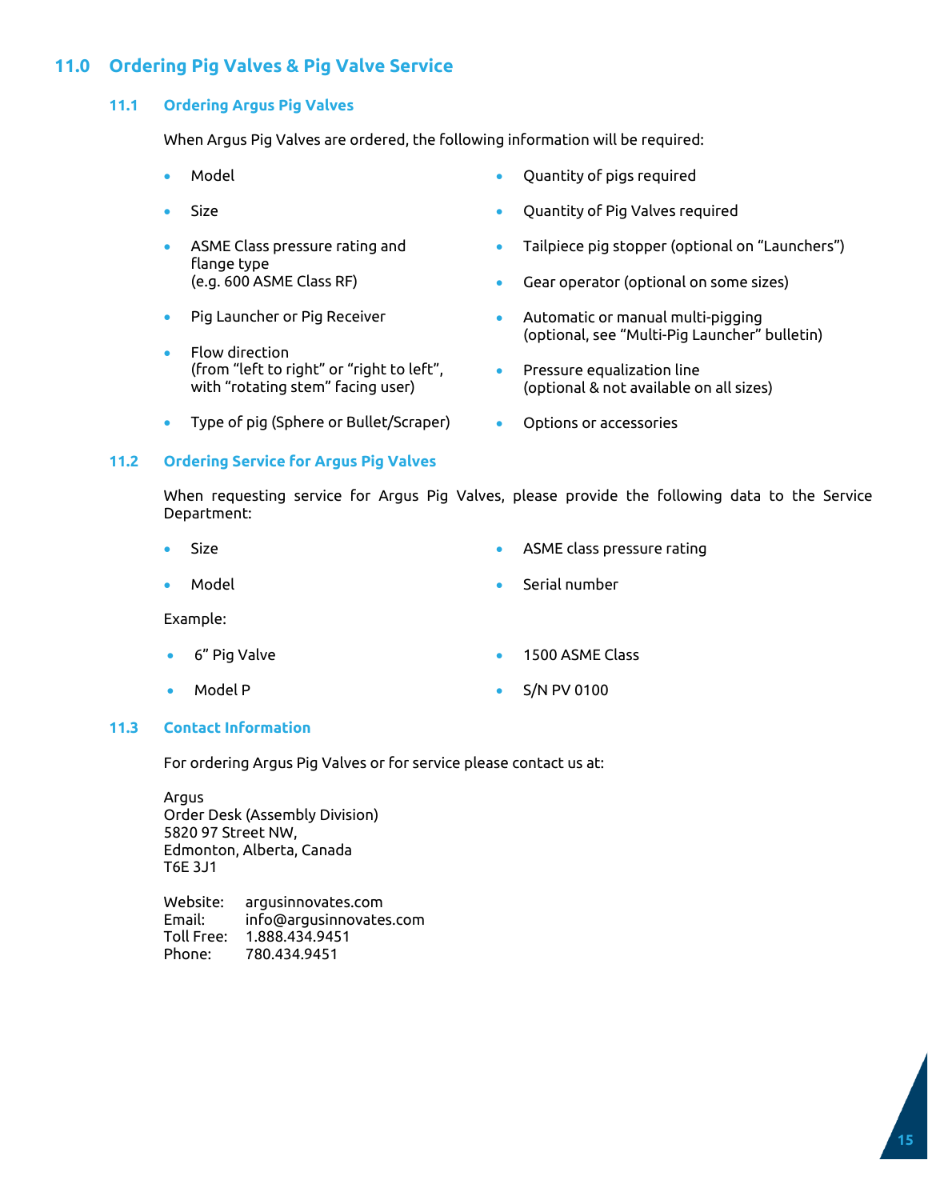## 11.0 Ordering Pig Valves & Pig Valve Service

### 11.1 Ordering Argus Pig Valves

When Argus Pig Valves are ordered, the following information will be required:

- Model
- Size
- ASME Class pressure rating and flange type
  (e.g. 600 ASME Class RF)
- Pig Launcher or Pig Receiver
- Flow direction
  (from "left to right" or "right to left", with "rotating stem" facing user)
- Type of pig (Sphere or Bullet/Scraper)
- Quantity of pigs required
- Quantity of Pig Valves required
- Tailpiece pig stopper (optional on "Launchers")
- Gear operator (optional on some sizes)
- Automatic or manual multi-pigging
  (optional, see "Multi-Pig Launcher" bulletin)
- Pressure equalization line
  (optional & not available on all sizes)
- Options or accessories

### 11.2 Ordering Service for Argus Pig Valves

When requesting service for Argus Pig Valves, please provide the following data to the Service Department:

- Size
- Model
- ASME class pressure rating
- Serial number

Example:

- 6" Pig Valve
- Model P
- 1500 ASME Class
- S/N PV 0100

### 11.3 Contact Information

For ordering Argus Pig Valves or for service please contact us at:

Argus
Order Desk (Assembly Division)
5820 97 Street NW,
Edmonton, Alberta, Canada
T6E 3J1

Website: argusinnovates.com
Email: info@argusinnovates.com
Toll Free: 1.888.434.9451
Phone: 780.434.9451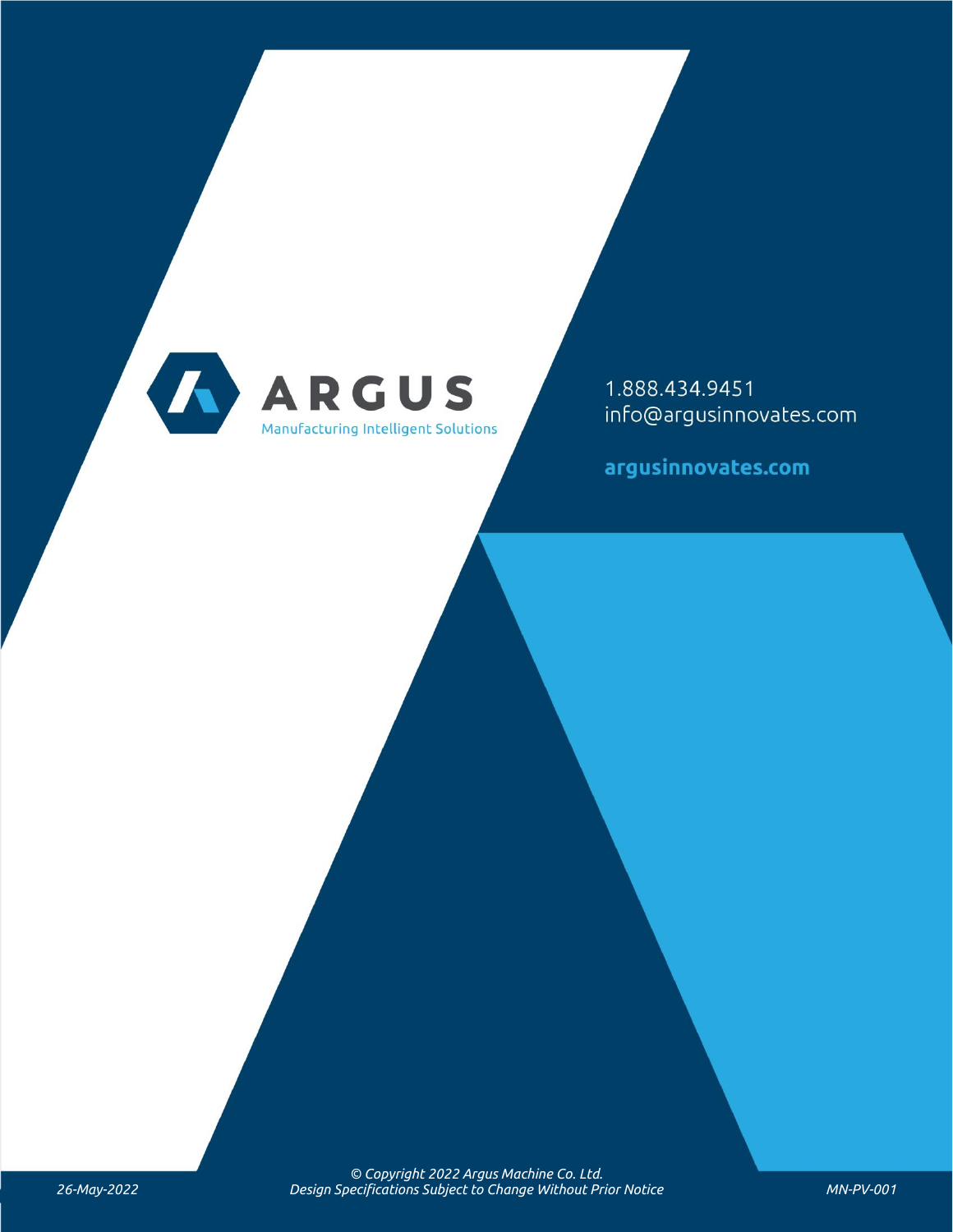ARGUS

Manufacturing Intelligent Solutions

1.888.434.9451
info@argusinnovates.com

**argusinnovates.com**

26-May-2022

*© Copyright 2022 Argus Machine Co. Ltd.*
*Design Specifications Subject to Change Without Prior Notice*

MN-PV-001